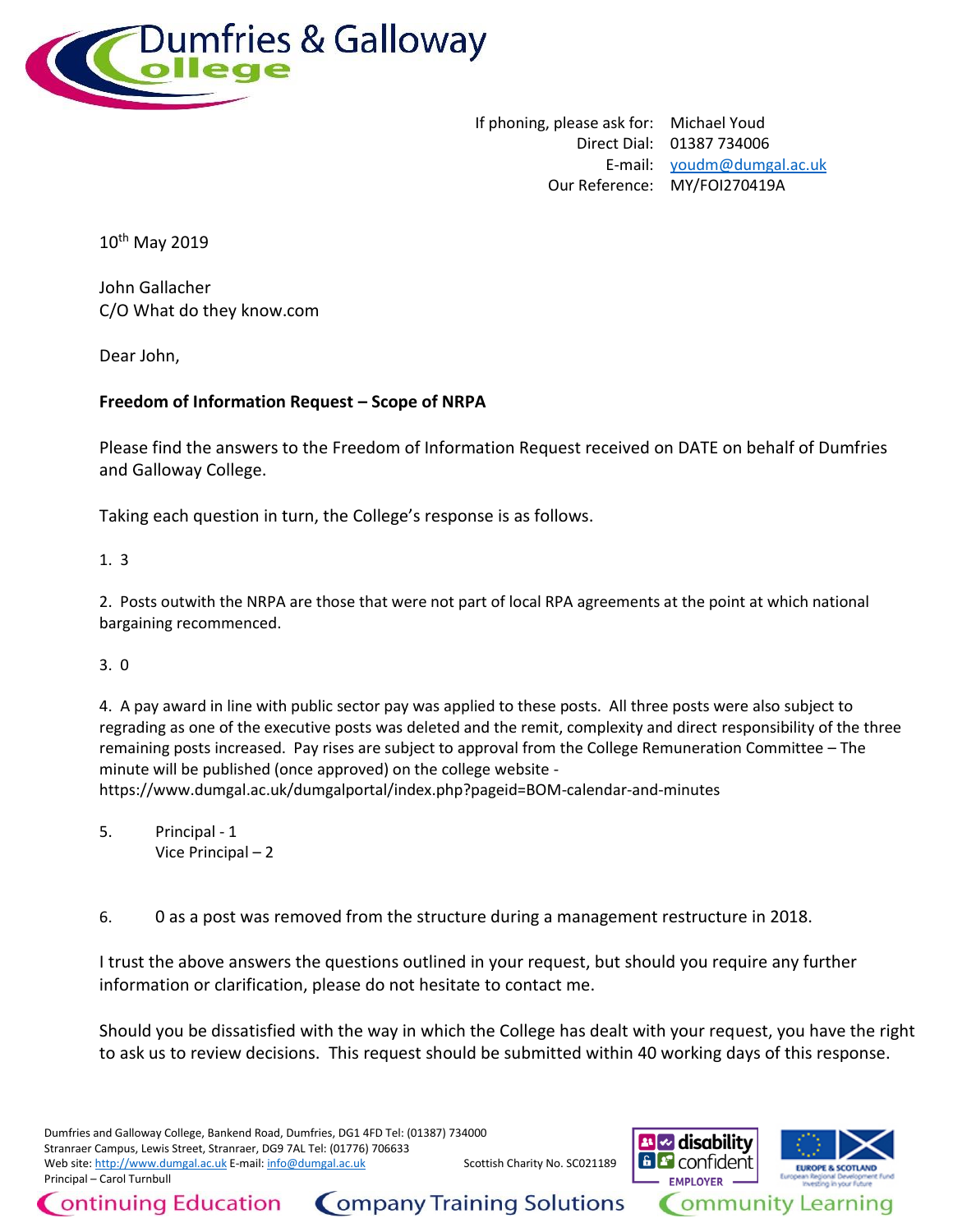Dumfries & Galloway College

If phoning, please ask for: Michael Youd
Direct Dial: 01387 734006
E-mail: youdm@dumgal.ac.uk
Our Reference: MY/FOI270419A

10th May 2019

John Gallacher
C/O What do they know.com

Dear John,

**Freedom of Information Request – Scope of NRPA**

Please find the answers to the Freedom of Information Request received on DATE on behalf of Dumfries and Galloway College.

Taking each question in turn, the College's response is as follows.

1. 3

2. Posts outwith the NRPA are those that were not part of local RPA agreements at the point at which national bargaining recommenced.

3. 0

4. A pay award in line with public sector pay was applied to these posts. All three posts were also subject to regrading as one of the executive posts was deleted and the remit, complexity and direct responsibility of the three remaining posts increased. Pay rises are subject to approval from the College Remuneration Committee – The minute will be published (once approved) on the college website - https://www.dumgal.ac.uk/dumgalportal/index.php?pageid=BOM-calendar-and-minutes

5. Principal - 1
   Vice Principal – 2

6. 0 as a post was removed from the structure during a management restructure in 2018.

I trust the above answers the questions outlined in your request, but should you require any further information or clarification, please do not hesitate to contact me.

Should you be dissatisfied with the way in which the College has dealt with your request, you have the right to ask us to review decisions. This request should be submitted within 40 working days of this response.

Dumfries and Galloway College, Bankend Road, Dumfries, DG1 4FD Tel: (01387) 734000
Stranraer Campus, Lewis Street, Stranraer, DG9 7AL Tel: (01776) 706633
Web site: http://www.dumgal.ac.uk E-mail: info@dumgal.ac.uk
Principal – Carol Turnbull

Scottish Charity No. SC021189

Continuing Education | Company Training Solutions | Community Learning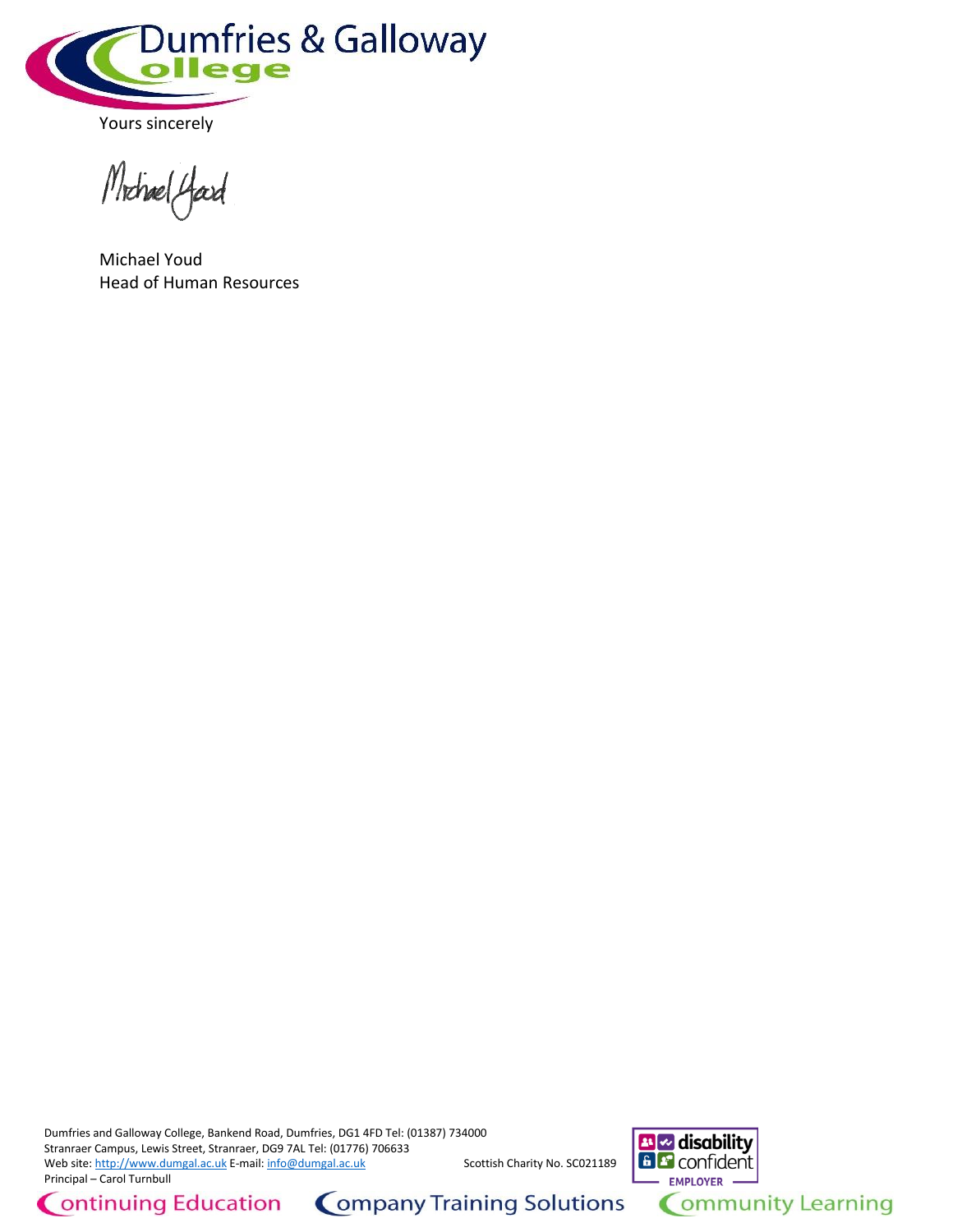Yours sincerely

Michael Youd
Head of Human Resources

Dumfries and Galloway College, Bankend Road, Dumfries, DG1 4FD Tel: (01387) 734000
Stranraer Campus, Lewis Street, Stranraer, DG9 7AL Tel: (01776) 706633
Web site: http://www.dumgal.ac.uk E-mail: info@dumgal.ac.uk
Principal – Carol Turnbull

Scottish Charity No. SC021189